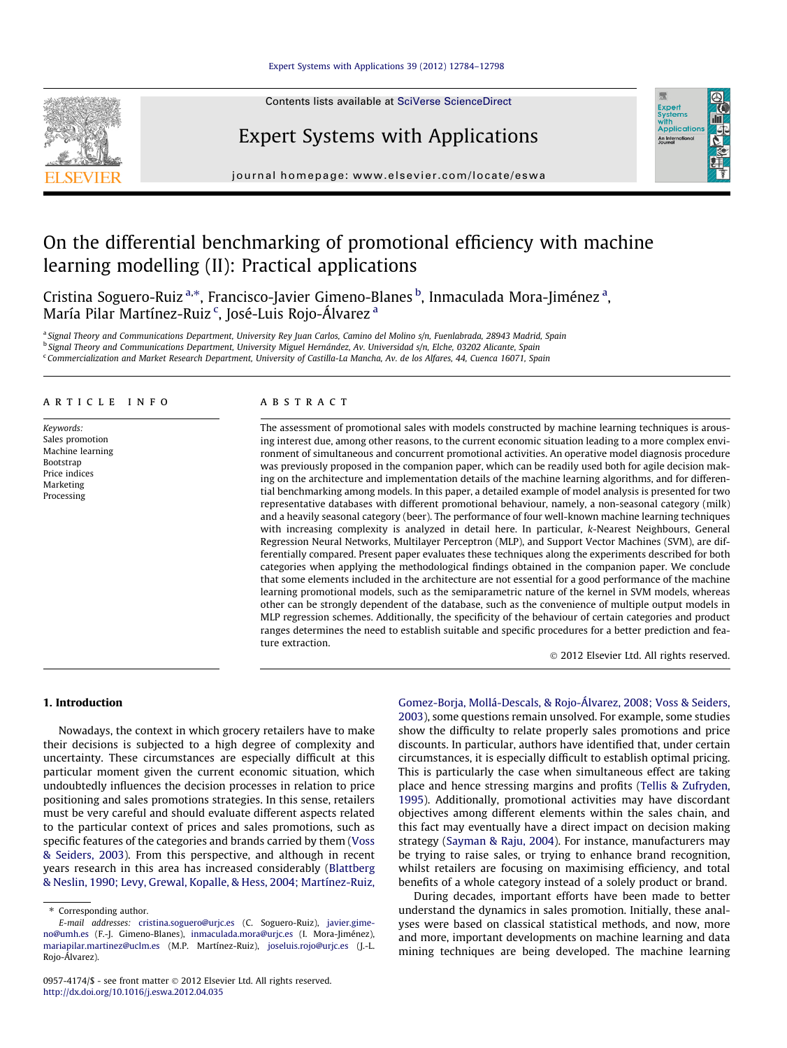# On the differential benchmarking of promotional efficiency with machine learning modelling (II): Practical applications

Cristina Soguero-Ruiz [a,*], Francisco-Javier Gimeno-Blanes [b], Inmaculada Mora-Jiménez [a], María Pilar Martínez-Ruiz [c], José-Luis Rojo-Álvarez [a]

[a] Signal Theory and Communications Department, University Rey Juan Carlos, Camino del Molino s/n, Fuenlabrada, 28943 Madrid, Spain
[b] Signal Theory and Communications Department, University Miguel Hernández, Av. Universidad s/n, Elche, 03202 Alicante, Spain
[c] Commercialization and Market Research Department, University of Castilla-La Mancha, Av. de los Alfares, 44, Cuenca 16071, Spain

**ARTICLE INFO**

*Keywords:*
Sales promotion
Machine learning
Bootstrap
Price indices
Marketing
Processing

**ABSTRACT**

The assessment of promotional sales with models constructed by machine learning techniques is arousing interest due, among other reasons, to the current economic situation leading to a more complex environment of simultaneous and concurrent promotional activities. An operative model diagnosis procedure was previously proposed in the companion paper, which can be readily used both for agile decision making on the architecture and implementation details of the machine learning algorithms, and for differential benchmarking among models. In this paper, a detailed example of model analysis is presented for two representative databases with different promotional behaviour, namely, a non-seasonal category (milk) and a heavily seasonal category (beer). The performance of four well-known machine learning techniques with increasing complexity is analyzed in detail here. In particular, *k*-Nearest Neighbours, General Regression Neural Networks, Multilayer Perceptron (MLP), and Support Vector Machines (SVM), are differentially compared. Present paper evaluates these techniques along the experiments described for both categories when applying the methodological findings obtained in the companion paper. We conclude that some elements included in the architecture are not essential for a good performance of the machine learning promotional models, such as the semiparametric nature of the kernel in SVM models, whereas other can be strongly dependent of the database, such as the convenience of multiple output models in MLP regression schemes. Additionally, the specificity of the behaviour of certain categories and product ranges determines the need to establish suitable and specific procedures for a better prediction and feature extraction.

© 2012 Elsevier Ltd. All rights reserved.

## 1. Introduction

Nowadays, the context in which grocery retailers have to make their decisions is subjected to a high degree of complexity and uncertainty. These circumstances are especially difficult at this particular moment given the current economic situation, which undoubtedly influences the decision processes in relation to price positioning and sales promotions strategies. In this sense, retailers must be very careful and should evaluate different aspects related to the particular context of prices and sales promotions, such as specific features of the categories and brands carried by them (Voss & Seiders, 2003). From this perspective, and although in recent years research in this area has increased considerably (Blattberg & Neslin, 1990; Levy, Grewal, Kopalle, & Hess, 2004; Martínez-Ruiz, Gomez-Borja, Mollá-Descals, & Rojo-Álvarez, 2008; Voss & Seiders, 2003), some questions remain unsolved. For example, some studies show the difficulty to relate properly sales promotions and price discounts. In particular, authors have identified that, under certain circumstances, it is especially difficult to establish optimal pricing. This is particularly the case when simultaneous effect are taking place and hence stressing margins and profits (Tellis & Zufryden, 1995). Additionally, promotional activities may have discordant objectives among different elements within the sales chain, and this fact may eventually have a direct impact on decision making strategy (Sayman & Raju, 2004). For instance, manufacturers may be trying to raise sales, or trying to enhance brand recognition, whilst retailers are focusing on maximising efficiency, and total benefits of a whole category instead of a solely product or brand.

During decades, important efforts have been made to better understand the dynamics in sales promotion. Initially, these analyses were based on classical statistical methods, and now, more and more, important developments on machine learning and data mining techniques are being developed. The machine learning

* Corresponding author.
E-mail addresses: cristina.soguero@urjc.es (C. Soguero-Ruiz), javier.gimeno@umh.es (F.-J. Gimeno-Blanes), inmaculada.mora@urjc.es (I. Mora-Jiménez), mariapilar.martinez@uclm.es (M.P. Martínez-Ruiz), joseluis.rojo@urjc.es (J.-L. Rojo-Álvarez).

0957-4174/$ - see front matter © 2012 Elsevier Ltd. All rights reserved.
http://dx.doi.org/10.1016/j.eswa.2012.04.035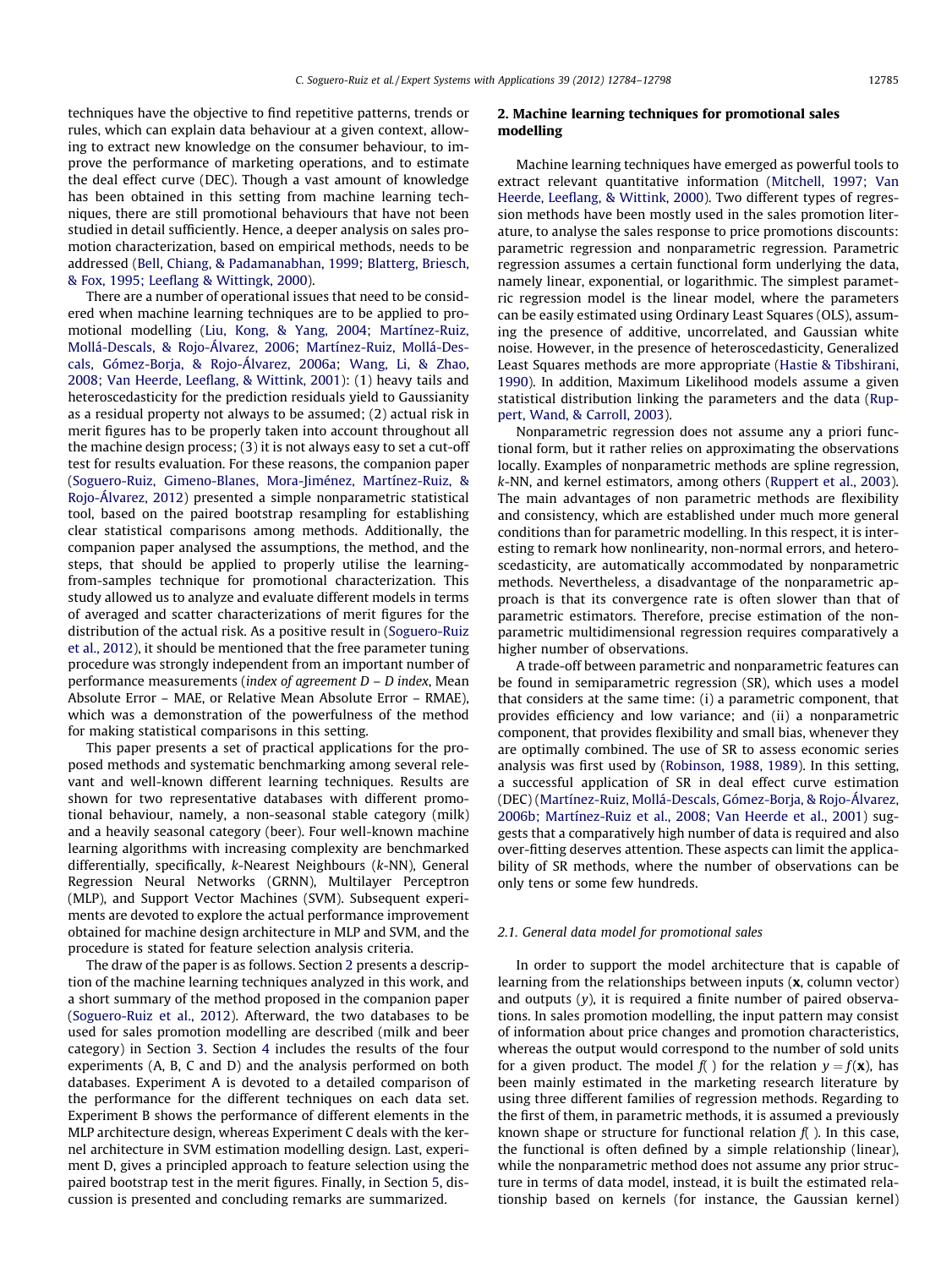techniques have the objective to find repetitive patterns, trends or rules, which can explain data behaviour at a given context, allowing to extract new knowledge on the consumer behaviour, to improve the performance of marketing operations, and to estimate the deal effect curve (DEC). Though a vast amount of knowledge has been obtained in this setting from machine learning techniques, there are still promotional behaviours that have not been studied in detail sufficiently. Hence, a deeper analysis on sales promotion characterization, based on empirical methods, needs to be addressed (Bell, Chiang, & Padamanabhan, 1999; Blatterg, Briesch, & Fox, 1995; Leeflang & Wittingk, 2000).

There are a number of operational issues that need to be considered when machine learning techniques are to be applied to promotional modelling (Liu, Kong, & Yang, 2004; Martínez-Ruiz, Mollá-Descals, & Rojo-Álvarez, 2006; Martínez-Ruiz, Mollá-Descals, Gómez-Borja, & Rojo-Álvarez, 2006a; Wang, Li, & Zhao, 2008; Van Heerde, Leeflang, & Wittink, 2001): (1) heavy tails and heteroscedasticity for the prediction residuals yield to Gaussianity as a residual property not always to be assumed; (2) actual risk in merit figures has to be properly taken into account throughout all the machine design process; (3) it is not always easy to set a cut-off test for results evaluation. For these reasons, the companion paper (Soguero-Ruiz, Gimeno-Blanes, Mora-Jiménez, Martínez-Ruiz, & Rojo-Álvarez, 2012) presented a simple nonparametric statistical tool, based on the paired bootstrap resampling for establishing clear statistical comparisons among methods. Additionally, the companion paper analysed the assumptions, the method, and the steps, that should be applied to properly utilise the learning-from-samples technique for promotional characterization. This study allowed us to analyze and evaluate different models in terms of averaged and scatter characterizations of merit figures for the distribution of the actual risk. As a positive result in (Soguero-Ruiz et al., 2012), it should be mentioned that the free parameter tuning procedure was strongly independent from an important number of performance measurements (*index of agreement D – D index*, Mean Absolute Error – MAE, or Relative Mean Absolute Error – RMAE), which was a demonstration of the powerfulness of the method for making statistical comparisons in this setting.

This paper presents a set of practical applications for the proposed methods and systematic benchmarking among several relevant and well-known different learning techniques. Results are shown for two representative databases with different promotional behaviour, namely, a non-seasonal stable category (milk) and a heavily seasonal category (beer). Four well-known machine learning algorithms with increasing complexity are benchmarked differentially, specifically, *k*-Nearest Neighbours (*k*-NN), General Regression Neural Networks (GRNN), Multilayer Perceptron (MLP), and Support Vector Machines (SVM). Subsequent experiments are devoted to explore the actual performance improvement obtained for machine design architecture in MLP and SVM, and the procedure is stated for feature selection analysis criteria.

The draw of the paper is as follows. Section 2 presents a description of the machine learning techniques analyzed in this work, and a short summary of the method proposed in the companion paper (Soguero-Ruiz et al., 2012). Afterward, the two databases to be used for sales promotion modelling are described (milk and beer category) in Section 3. Section 4 includes the results of the four experiments (A, B, C and D) and the analysis performed on both databases. Experiment A is devoted to a detailed comparison of the performance for the different techniques on each data set. Experiment B shows the performance of different elements in the MLP architecture design, whereas Experiment C deals with the kernel architecture in SVM estimation modelling design. Last, experiment D, gives a principled approach to feature selection using the paired bootstrap test in the merit figures. Finally, in Section 5, discussion is presented and concluding remarks are summarized.

## 2. Machine learning techniques for promotional sales modelling

Machine learning techniques have emerged as powerful tools to extract relevant quantitative information (Mitchell, 1997; Van Heerde, Leeflang, & Wittink, 2000). Two different types of regression methods have been mostly used in the sales promotion literature, to analyse the sales response to price promotions discounts: parametric regression and nonparametric regression. Parametric regression assumes a certain functional form underlying the data, namely linear, exponential, or logarithmic. The simplest parametric regression model is the linear model, where the parameters can be easily estimated using Ordinary Least Squares (OLS), assuming the presence of additive, uncorrelated, and Gaussian white noise. However, in the presence of heteroscedasticity, Generalized Least Squares methods are more appropriate (Hastie & Tibshirani, 1990). In addition, Maximum Likelihood models assume a given statistical distribution linking the parameters and the data (Ruppert, Wand, & Carroll, 2003).

Nonparametric regression does not assume any a priori functional form, but it rather relies on approximating the observations locally. Examples of nonparametric methods are spline regression, *k*-NN, and kernel estimators, among others (Ruppert et al., 2003). The main advantages of non parametric methods are flexibility and consistency, which are established under much more general conditions than for parametric modelling. In this respect, it is interesting to remark how nonlinearity, non-normal errors, and heteroscedasticity, are automatically accommodated by nonparametric methods. Nevertheless, a disadvantage of the nonparametric approach is that its convergence rate is often slower than that of parametric estimators. Therefore, precise estimation of the nonparametric multidimensional regression requires comparatively a higher number of observations.

A trade-off between parametric and nonparametric features can be found in semiparametric regression (SR), which uses a model that considers at the same time: (i) a parametric component, that provides efficiency and low variance; and (ii) a nonparametric component, that provides flexibility and small bias, whenever they are optimally combined. The use of SR to assess economic series analysis was first used by (Robinson, 1988, 1989). In this setting, a successful application of SR in deal effect curve estimation (DEC) (Martínez-Ruiz, Mollá-Descals, Gómez-Borja, & Rojo-Álvarez, 2006b; Martínez-Ruiz et al., 2008; Van Heerde et al., 2001) suggests that a comparatively high number of data is required and also over-fitting deserves attention. These aspects can limit the applicability of SR methods, where the number of observations can be only tens or some few hundreds.

### 2.1. General data model for promotional sales

In order to support the model architecture that is capable of learning from the relationships between inputs ($\mathbf{x}$, column vector) and outputs ($y$), it is required a finite number of paired observations. In sales promotion modelling, the input pattern may consist of information about price changes and promotion characteristics, whereas the output would correspond to the number of sold units for a given product. The model $f(\,)$ for the relation $y = f(\mathbf{x})$, has been mainly estimated in the marketing research literature by using three different families of regression methods. Regarding to the first of them, in parametric methods, it is assumed a previously known shape or structure for functional relation $f(\,)$. In this case, the functional is often defined by a simple relationship (linear), while the nonparametric method does not assume any prior structure in terms of data model, instead, it is built the estimated relationship based on kernels (for instance, the Gaussian kernel)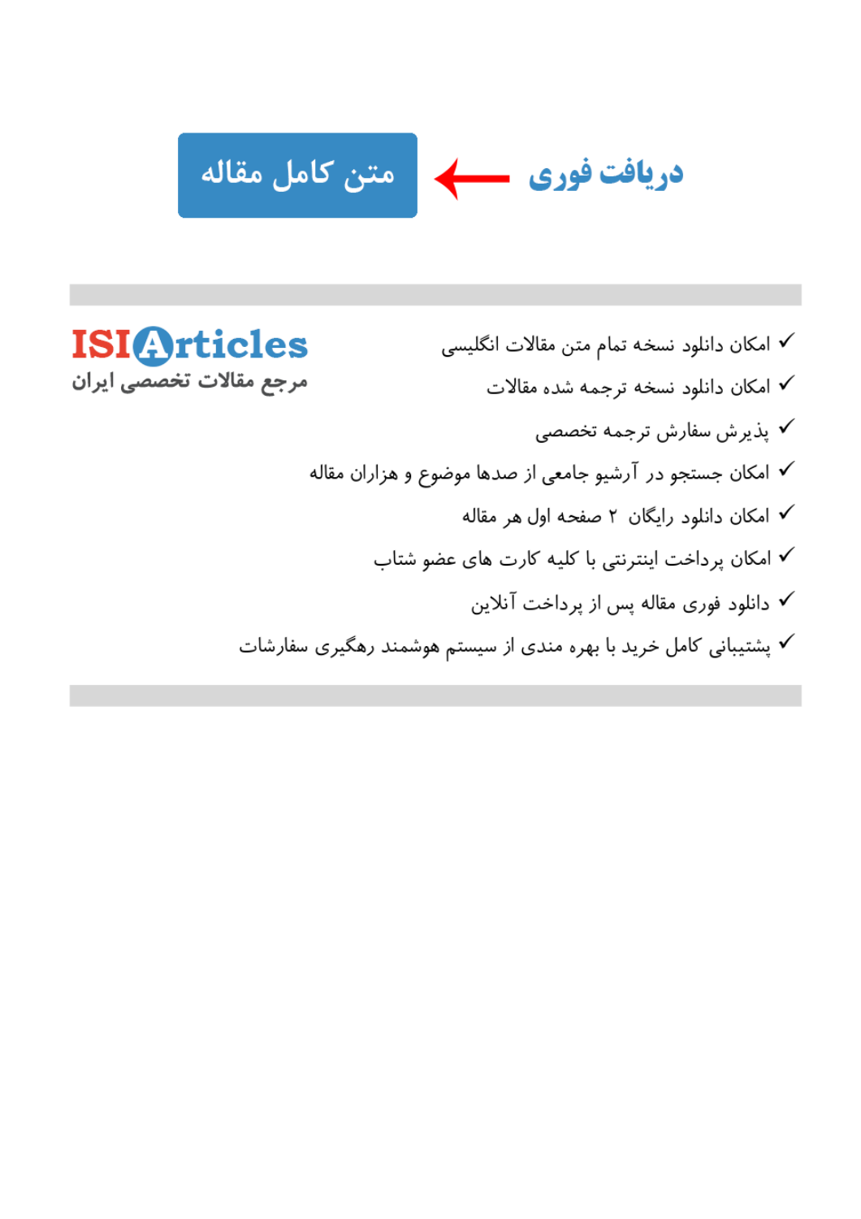دریافت فوری ← متن کامل مقاله

ISIArticles
مرجع مقالات تخصصی ایران

- ✓ امکان دانلود نسخه تمام متن مقالات انگلیسی
- ✓ امکان دانلود نسخه ترجمه شده مقالات
- ✓ پذیرش سفارش ترجمه تخصصی
- ✓ امکان جستجو در آرشیو جامعی از صدها موضوع و هزاران مقاله
- ✓ امکان دانلود رایگان ۲ صفحه اول هر مقاله
- ✓ امکان پرداخت اینترنتی با کلیه کارت های عضو شتاب
- ✓ دانلود فوری مقاله پس از پرداخت آنلاین
- ✓ پشتیبانی کامل خرید با بهره مندی از سیستم هوشمند رهگیری سفارشات